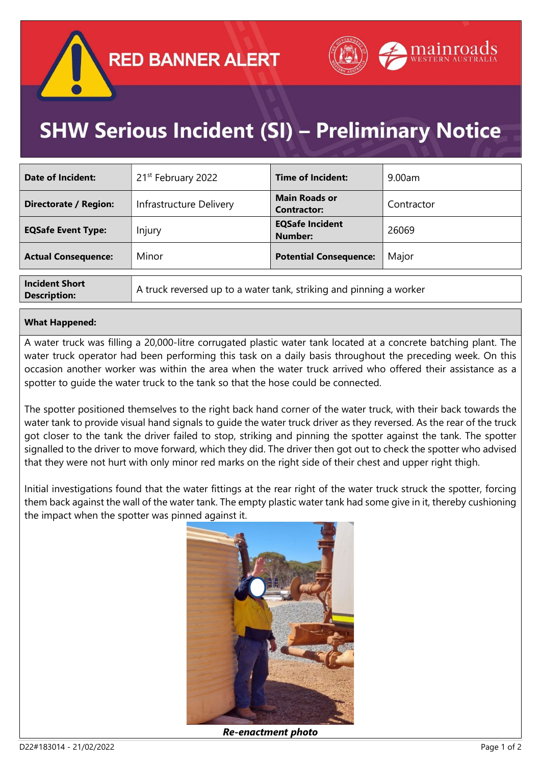# RED BANNER ALERT

# SHW Serious Incident (SI) – Preliminary Notice

| | | | |
|---|---|---|---|
| **Date of Incident:** | 21st February 2022 | **Time of Incident:** | 9.00am |
| **Directorate / Region:** | Infrastructure Delivery | **Main Roads or Contractor:** | Contractor |
| **EQSafe Event Type:** | Injury | **EQSafe Incident Number:** | 26069 |
| **Actual Consequence:** | Minor | **Potential Consequence:** | Major |

| | |
|---|---|
| **Incident Short Description:** | A truck reversed up to a water tank, striking and pinning a worker |

**What Happened:**

A water truck was filling a 20,000-litre corrugated plastic water tank located at a concrete batching plant. The water truck operator had been performing this task on a daily basis throughout the preceding week. On this occasion another worker was within the area when the water truck arrived who offered their assistance as a spotter to guide the water truck to the tank so that the hose could be connected.

The spotter positioned themselves to the right back hand corner of the water truck, with their back towards the water tank to provide visual hand signals to guide the water truck driver as they reversed. As the rear of the truck got closer to the tank the driver failed to stop, striking and pinning the spotter against the tank. The spotter signalled to the driver to move forward, which they did. The driver then got out to check the spotter who advised that they were not hurt with only minor red marks on the right side of their chest and upper right thigh.

Initial investigations found that the water fittings at the rear right of the water truck struck the spotter, forcing them back against the wall of the water tank. The empty plastic water tank had some give in it, thereby cushioning the impact when the spotter was pinned against it.

***Re-enactment photo***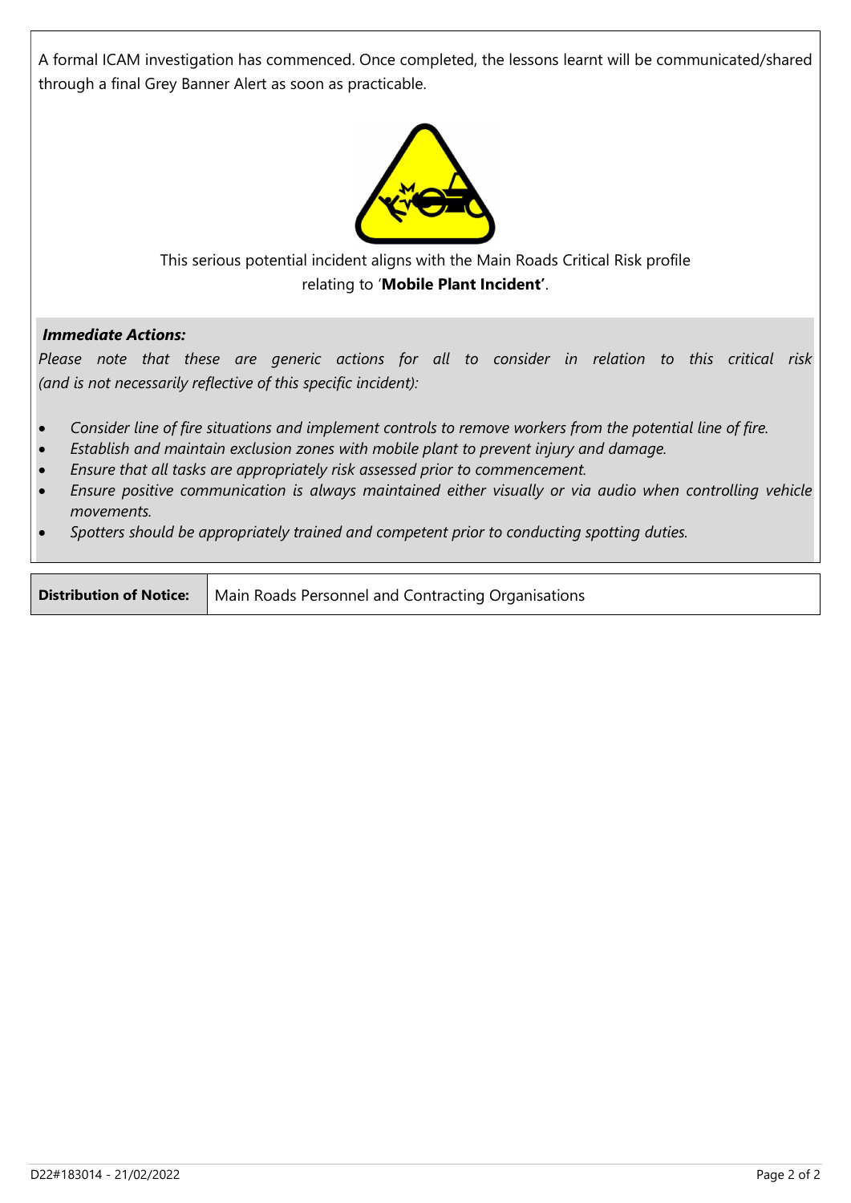A formal ICAM investigation has commenced. Once completed, the lessons learnt will be communicated/shared through a final Grey Banner Alert as soon as practicable.

This serious potential incident aligns with the Main Roads Critical Risk profile relating to '**Mobile Plant Incident'**.

***Immediate Actions:***

*Please note that these are generic actions for all to consider in relation to this critical risk (and is not necessarily reflective of this specific incident):*

- *Consider line of fire situations and implement controls to remove workers from the potential line of fire.*
- *Establish and maintain exclusion zones with mobile plant to prevent injury and damage.*
- *Ensure that all tasks are appropriately risk assessed prior to commencement.*
- *Ensure positive communication is always maintained either visually or via audio when controlling vehicle movements.*
- *Spotters should be appropriately trained and competent prior to conducting spotting duties.*

| | |
|---|---|
| **Distribution of Notice:** | Main Roads Personnel and Contracting Organisations |

D22#183014 - 21/02/2022